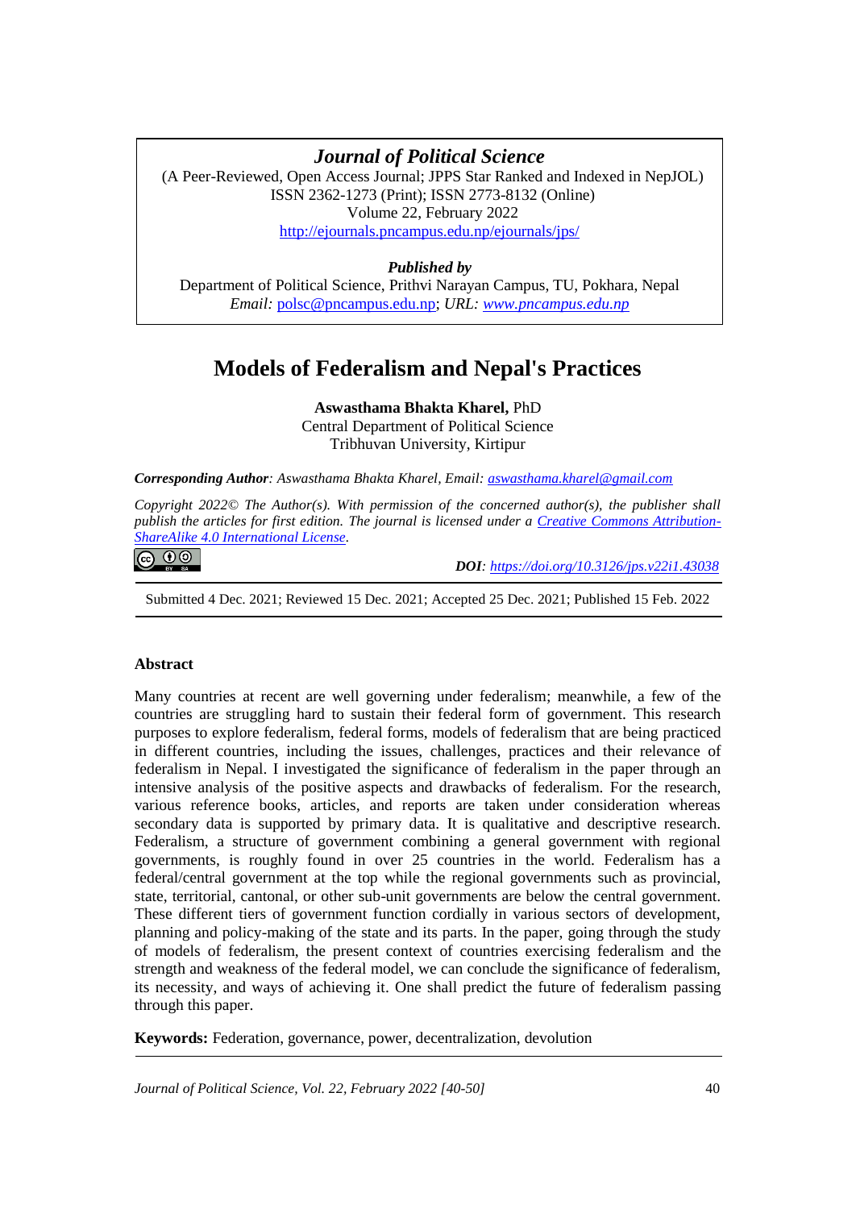*Journal of Political Science*

(A Peer-Reviewed, Open Access Journal; JPPS Star Ranked and Indexed in NepJOL)
ISSN 2362-1273 (Print); ISSN 2773-8132 (Online)
Volume 22, February 2022
http://ejournals.pncampus.edu.np/ejournals/jps/

***Published by***
Department of Political Science, Prithvi Narayan Campus, TU, Pokhara, Nepal
*Email:* polsc@pncampus.edu.np; *URL:* *www.pncampus.edu.np*

# Models of Federalism and Nepal's Practices

**Aswasthama Bhakta Kharel,** PhD
Central Department of Political Science
Tribhuvan University, Kirtipur

***Corresponding Author****: Aswasthama Bhakta Kharel, Email: aswasthama.kharel@gmail.com*

*Copyright 2022© The Author(s). With permission of the concerned author(s), the publisher shall publish the articles for first edition. The journal is licensed under a Creative Commons Attribution-ShareAlike 4.0 International License.*

***DOI****: https://doi.org/10.3126/jps.v22i1.43038*

Submitted 4 Dec. 2021; Reviewed 15 Dec. 2021; Accepted 25 Dec. 2021; Published 15 Feb. 2022

## Abstract

Many countries at recent are well governing under federalism; meanwhile, a few of the countries are struggling hard to sustain their federal form of government. This research purposes to explore federalism, federal forms, models of federalism that are being practiced in different countries, including the issues, challenges, practices and their relevance of federalism in Nepal. I investigated the significance of federalism in the paper through an intensive analysis of the positive aspects and drawbacks of federalism. For the research, various reference books, articles, and reports are taken under consideration whereas secondary data is supported by primary data. It is qualitative and descriptive research. Federalism, a structure of government combining a general government with regional governments, is roughly found in over 25 countries in the world. Federalism has a federal/central government at the top while the regional governments such as provincial, state, territorial, cantonal, or other sub-unit governments are below the central government. These different tiers of government function cordially in various sectors of development, planning and policy-making of the state and its parts. In the paper, going through the study of models of federalism, the present context of countries exercising federalism and the strength and weakness of the federal model, we can conclude the significance of federalism, its necessity, and ways of achieving it. One shall predict the future of federalism passing through this paper.

**Keywords:** Federation, governance, power, decentralization, devolution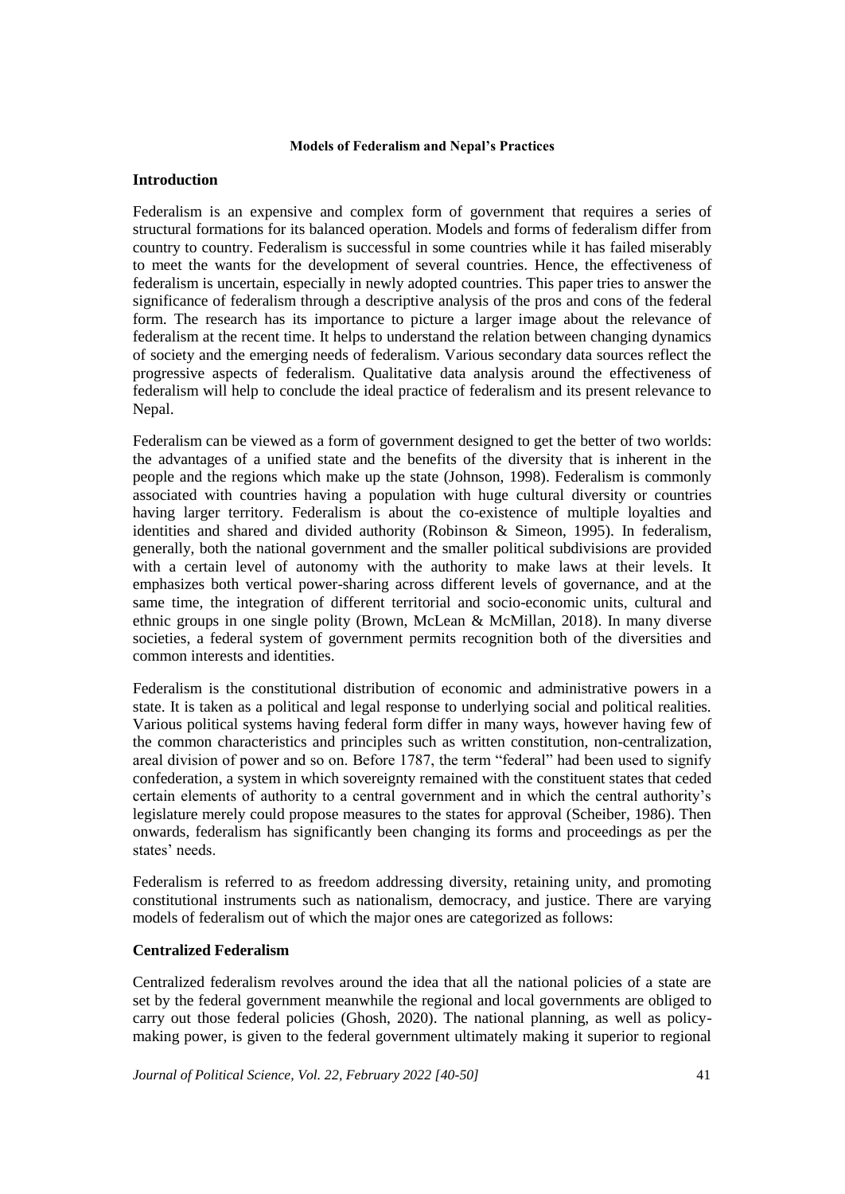**Models of Federalism and Nepal's Practices**

## Introduction

Federalism is an expensive and complex form of government that requires a series of structural formations for its balanced operation. Models and forms of federalism differ from country to country. Federalism is successful in some countries while it has failed miserably to meet the wants for the development of several countries. Hence, the effectiveness of federalism is uncertain, especially in newly adopted countries. This paper tries to answer the significance of federalism through a descriptive analysis of the pros and cons of the federal form. The research has its importance to picture a larger image about the relevance of federalism at the recent time. It helps to understand the relation between changing dynamics of society and the emerging needs of federalism. Various secondary data sources reflect the progressive aspects of federalism. Qualitative data analysis around the effectiveness of federalism will help to conclude the ideal practice of federalism and its present relevance to Nepal.

Federalism can be viewed as a form of government designed to get the better of two worlds: the advantages of a unified state and the benefits of the diversity that is inherent in the people and the regions which make up the state (Johnson, 1998). Federalism is commonly associated with countries having a population with huge cultural diversity or countries having larger territory. Federalism is about the co-existence of multiple loyalties and identities and shared and divided authority (Robinson & Simeon, 1995). In federalism, generally, both the national government and the smaller political subdivisions are provided with a certain level of autonomy with the authority to make laws at their levels. It emphasizes both vertical power-sharing across different levels of governance, and at the same time, the integration of different territorial and socio-economic units, cultural and ethnic groups in one single polity (Brown, McLean & McMillan, 2018). In many diverse societies, a federal system of government permits recognition both of the diversities and common interests and identities.

Federalism is the constitutional distribution of economic and administrative powers in a state. It is taken as a political and legal response to underlying social and political realities. Various political systems having federal form differ in many ways, however having few of the common characteristics and principles such as written constitution, non-centralization, areal division of power and so on. Before 1787, the term "federal" had been used to signify confederation, a system in which sovereignty remained with the constituent states that ceded certain elements of authority to a central government and in which the central authority's legislature merely could propose measures to the states for approval (Scheiber, 1986). Then onwards, federalism has significantly been changing its forms and proceedings as per the states' needs.

Federalism is referred to as freedom addressing diversity, retaining unity, and promoting constitutional instruments such as nationalism, democracy, and justice. There are varying models of federalism out of which the major ones are categorized as follows:

### Centralized Federalism

Centralized federalism revolves around the idea that all the national policies of a state are set by the federal government meanwhile the regional and local governments are obliged to carry out those federal policies (Ghosh, 2020). The national planning, as well as policy-making power, is given to the federal government ultimately making it superior to regional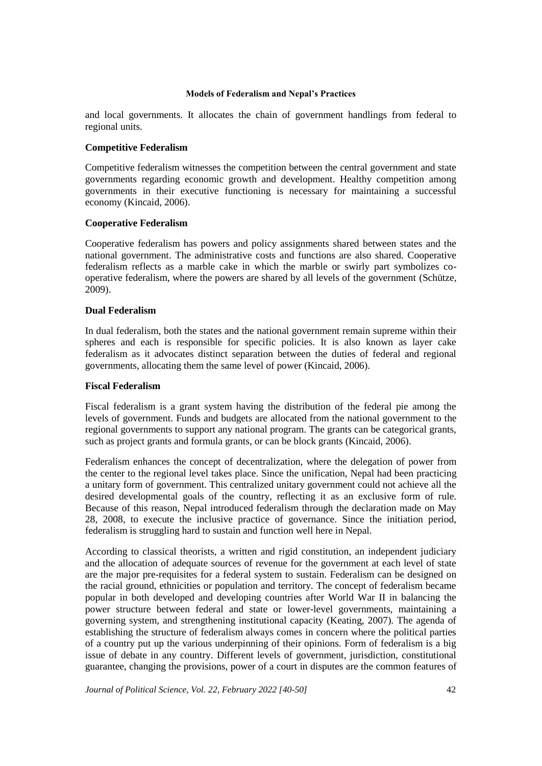and local governments. It allocates the chain of government handlings from federal to regional units.

### Competitive Federalism

Competitive federalism witnesses the competition between the central government and state governments regarding economic growth and development. Healthy competition among governments in their executive functioning is necessary for maintaining a successful economy (Kincaid, 2006).

### Cooperative Federalism

Cooperative federalism has powers and policy assignments shared between states and the national government. The administrative costs and functions are also shared. Cooperative federalism reflects as a marble cake in which the marble or swirly part symbolizes co-operative federalism, where the powers are shared by all levels of the government (Schütze, 2009).

### Dual Federalism

In dual federalism, both the states and the national government remain supreme within their spheres and each is responsible for specific policies. It is also known as layer cake federalism as it advocates distinct separation between the duties of federal and regional governments, allocating them the same level of power (Kincaid, 2006).

### Fiscal Federalism

Fiscal federalism is a grant system having the distribution of the federal pie among the levels of government. Funds and budgets are allocated from the national government to the regional governments to support any national program. The grants can be categorical grants, such as project grants and formula grants, or can be block grants (Kincaid, 2006).

Federalism enhances the concept of decentralization, where the delegation of power from the center to the regional level takes place. Since the unification, Nepal had been practicing a unitary form of government. This centralized unitary government could not achieve all the desired developmental goals of the country, reflecting it as an exclusive form of rule. Because of this reason, Nepal introduced federalism through the declaration made on May 28, 2008, to execute the inclusive practice of governance. Since the initiation period, federalism is struggling hard to sustain and function well here in Nepal.

According to classical theorists, a written and rigid constitution, an independent judiciary and the allocation of adequate sources of revenue for the government at each level of state are the major pre-requisites for a federal system to sustain. Federalism can be designed on the racial ground, ethnicities or population and territory. The concept of federalism became popular in both developed and developing countries after World War II in balancing the power structure between federal and state or lower-level governments, maintaining a governing system, and strengthening institutional capacity (Keating, 2007). The agenda of establishing the structure of federalism always comes in concern where the political parties of a country put up the various underpinning of their opinions. Form of federalism is a big issue of debate in any country. Different levels of government, jurisdiction, constitutional guarantee, changing the provisions, power of a court in disputes are the common features of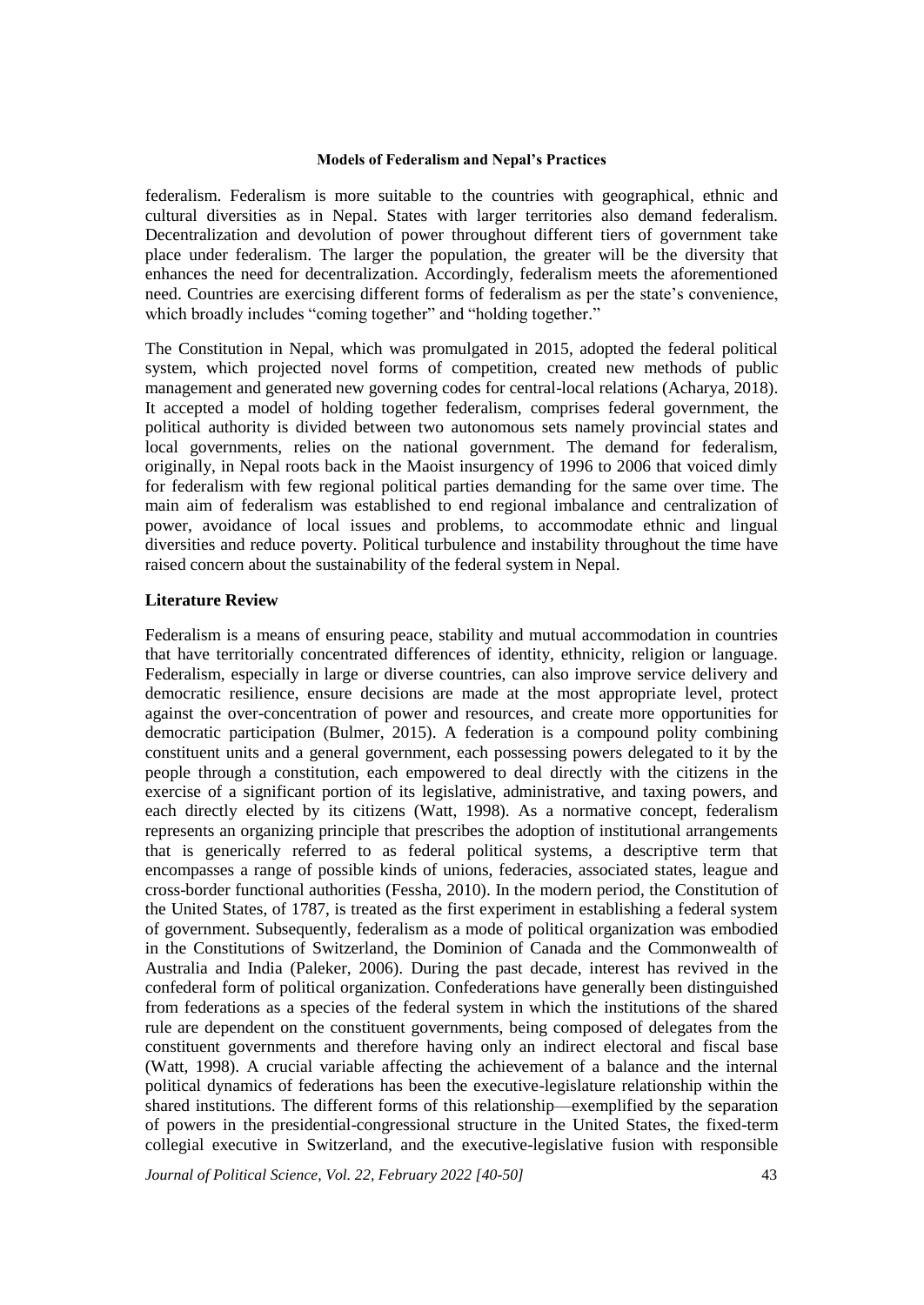federalism. Federalism is more suitable to the countries with geographical, ethnic and cultural diversities as in Nepal. States with larger territories also demand federalism. Decentralization and devolution of power throughout different tiers of government take place under federalism. The larger the population, the greater will be the diversity that enhances the need for decentralization. Accordingly, federalism meets the aforementioned need. Countries are exercising different forms of federalism as per the state's convenience, which broadly includes "coming together" and "holding together."

The Constitution in Nepal, which was promulgated in 2015, adopted the federal political system, which projected novel forms of competition, created new methods of public management and generated new governing codes for central-local relations (Acharya, 2018). It accepted a model of holding together federalism, comprises federal government, the political authority is divided between two autonomous sets namely provincial states and local governments, relies on the national government. The demand for federalism, originally, in Nepal roots back in the Maoist insurgency of 1996 to 2006 that voiced dimly for federalism with few regional political parties demanding for the same over time. The main aim of federalism was established to end regional imbalance and centralization of power, avoidance of local issues and problems, to accommodate ethnic and lingual diversities and reduce poverty. Political turbulence and instability throughout the time have raised concern about the sustainability of the federal system in Nepal.

## Literature Review

Federalism is a means of ensuring peace, stability and mutual accommodation in countries that have territorially concentrated differences of identity, ethnicity, religion or language. Federalism, especially in large or diverse countries, can also improve service delivery and democratic resilience, ensure decisions are made at the most appropriate level, protect against the over-concentration of power and resources, and create more opportunities for democratic participation (Bulmer, 2015). A federation is a compound polity combining constituent units and a general government, each possessing powers delegated to it by the people through a constitution, each empowered to deal directly with the citizens in the exercise of a significant portion of its legislative, administrative, and taxing powers, and each directly elected by its citizens (Watt, 1998). As a normative concept, federalism represents an organizing principle that prescribes the adoption of institutional arrangements that is generically referred to as federal political systems, a descriptive term that encompasses a range of possible kinds of unions, federacies, associated states, league and cross-border functional authorities (Fessha, 2010). In the modern period, the Constitution of the United States, of 1787, is treated as the first experiment in establishing a federal system of government. Subsequently, federalism as a mode of political organization was embodied in the Constitutions of Switzerland, the Dominion of Canada and the Commonwealth of Australia and India (Paleker, 2006). During the past decade, interest has revived in the confederal form of political organization. Confederations have generally been distinguished from federations as a species of the federal system in which the institutions of the shared rule are dependent on the constituent governments, being composed of delegates from the constituent governments and therefore having only an indirect electoral and fiscal base (Watt, 1998). A crucial variable affecting the achievement of a balance and the internal political dynamics of federations has been the executive-legislature relationship within the shared institutions. The different forms of this relationship—exemplified by the separation of powers in the presidential-congressional structure in the United States, the fixed-term collegial executive in Switzerland, and the executive-legislative fusion with responsible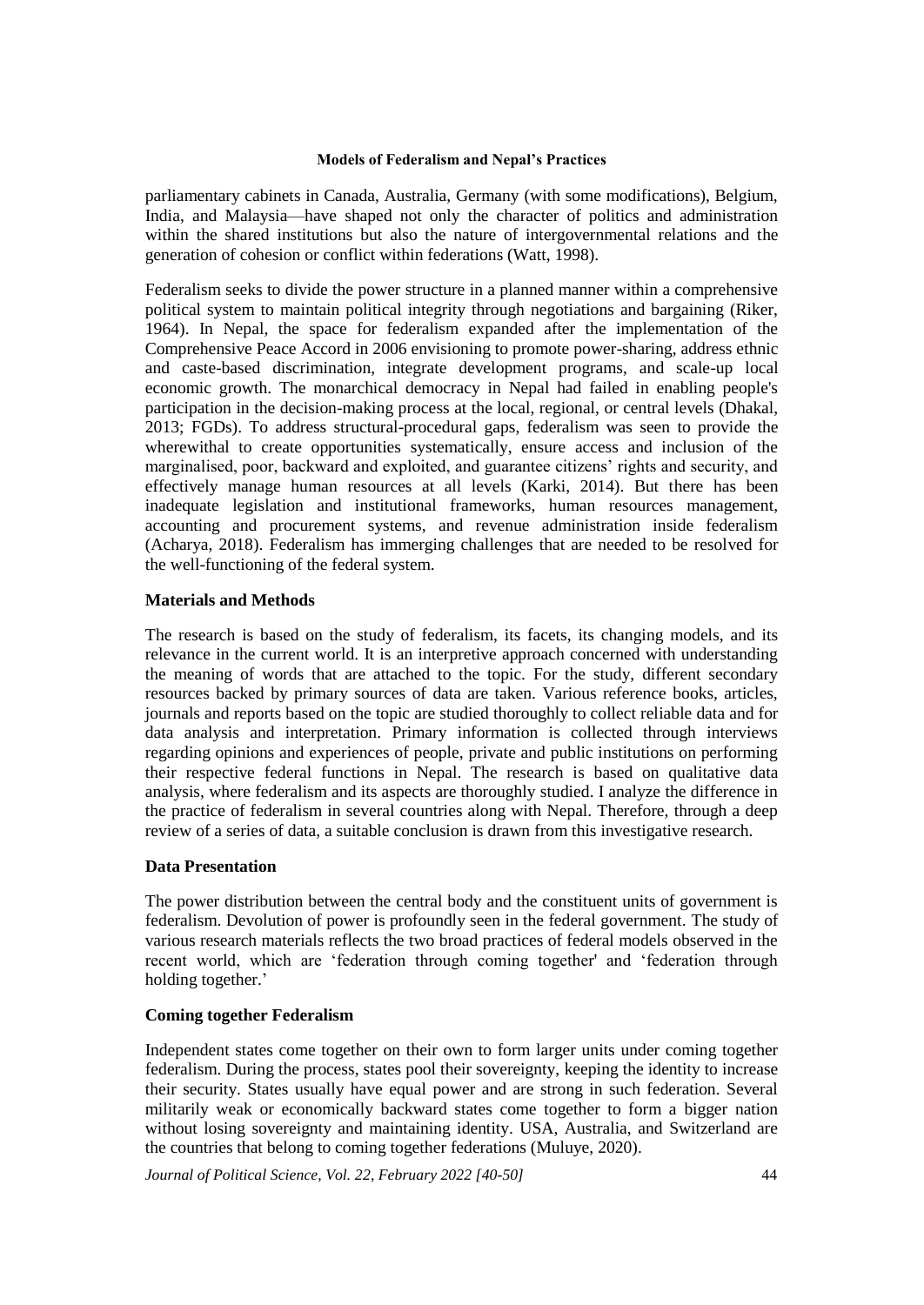parliamentary cabinets in Canada, Australia, Germany (with some modifications), Belgium, India, and Malaysia—have shaped not only the character of politics and administration within the shared institutions but also the nature of intergovernmental relations and the generation of cohesion or conflict within federations (Watt, 1998).

Federalism seeks to divide the power structure in a planned manner within a comprehensive political system to maintain political integrity through negotiations and bargaining (Riker, 1964). In Nepal, the space for federalism expanded after the implementation of the Comprehensive Peace Accord in 2006 envisioning to promote power-sharing, address ethnic and caste-based discrimination, integrate development programs, and scale-up local economic growth. The monarchical democracy in Nepal had failed in enabling people's participation in the decision-making process at the local, regional, or central levels (Dhakal, 2013; FGDs). To address structural-procedural gaps, federalism was seen to provide the wherewithal to create opportunities systematically, ensure access and inclusion of the marginalised, poor, backward and exploited, and guarantee citizens' rights and security, and effectively manage human resources at all levels (Karki, 2014). But there has been inadequate legislation and institutional frameworks, human resources management, accounting and procurement systems, and revenue administration inside federalism (Acharya, 2018). Federalism has immerging challenges that are needed to be resolved for the well-functioning of the federal system.

## Materials and Methods

The research is based on the study of federalism, its facets, its changing models, and its relevance in the current world. It is an interpretive approach concerned with understanding the meaning of words that are attached to the topic. For the study, different secondary resources backed by primary sources of data are taken. Various reference books, articles, journals and reports based on the topic are studied thoroughly to collect reliable data and for data analysis and interpretation. Primary information is collected through interviews regarding opinions and experiences of people, private and public institutions on performing their respective federal functions in Nepal. The research is based on qualitative data analysis, where federalism and its aspects are thoroughly studied. I analyze the difference in the practice of federalism in several countries along with Nepal. Therefore, through a deep review of a series of data, a suitable conclusion is drawn from this investigative research.

## Data Presentation

The power distribution between the central body and the constituent units of government is federalism. Devolution of power is profoundly seen in the federal government. The study of various research materials reflects the two broad practices of federal models observed in the recent world, which are 'federation through coming together' and 'federation through holding together.'

### Coming together Federalism

Independent states come together on their own to form larger units under coming together federalism. During the process, states pool their sovereignty, keeping the identity to increase their security. States usually have equal power and are strong in such federation. Several militarily weak or economically backward states come together to form a bigger nation without losing sovereignty and maintaining identity. USA, Australia, and Switzerland are the countries that belong to coming together federations (Muluye, 2020).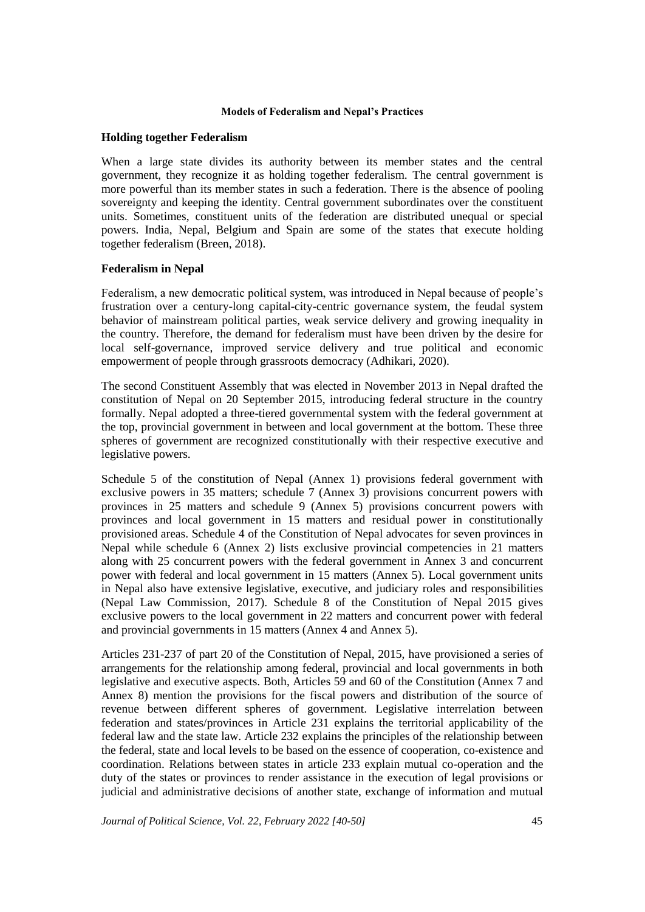**Models of Federalism and Nepal's Practices**

## Holding together Federalism

When a large state divides its authority between its member states and the central government, they recognize it as holding together federalism. The central government is more powerful than its member states in such a federation. There is the absence of pooling sovereignty and keeping the identity. Central government subordinates over the constituent units. Sometimes, constituent units of the federation are distributed unequal or special powers. India, Nepal, Belgium and Spain are some of the states that execute holding together federalism (Breen, 2018).

## Federalism in Nepal

Federalism, a new democratic political system, was introduced in Nepal because of people's frustration over a century-long capital-city-centric governance system, the feudal system behavior of mainstream political parties, weak service delivery and growing inequality in the country. Therefore, the demand for federalism must have been driven by the desire for local self-governance, improved service delivery and true political and economic empowerment of people through grassroots democracy (Adhikari, 2020).

The second Constituent Assembly that was elected in November 2013 in Nepal drafted the constitution of Nepal on 20 September 2015, introducing federal structure in the country formally. Nepal adopted a three-tiered governmental system with the federal government at the top, provincial government in between and local government at the bottom. These three spheres of government are recognized constitutionally with their respective executive and legislative powers.

Schedule 5 of the constitution of Nepal (Annex 1) provisions federal government with exclusive powers in 35 matters; schedule 7 (Annex 3) provisions concurrent powers with provinces in 25 matters and schedule 9 (Annex 5) provisions concurrent powers with provinces and local government in 15 matters and residual power in constitutionally provisioned areas. Schedule 4 of the Constitution of Nepal advocates for seven provinces in Nepal while schedule 6 (Annex 2) lists exclusive provincial competencies in 21 matters along with 25 concurrent powers with the federal government in Annex 3 and concurrent power with federal and local government in 15 matters (Annex 5). Local government units in Nepal also have extensive legislative, executive, and judiciary roles and responsibilities (Nepal Law Commission, 2017). Schedule 8 of the Constitution of Nepal 2015 gives exclusive powers to the local government in 22 matters and concurrent power with federal and provincial governments in 15 matters (Annex 4 and Annex 5).

Articles 231-237 of part 20 of the Constitution of Nepal, 2015, have provisioned a series of arrangements for the relationship among federal, provincial and local governments in both legislative and executive aspects. Both, Articles 59 and 60 of the Constitution (Annex 7 and Annex 8) mention the provisions for the fiscal powers and distribution of the source of revenue between different spheres of government. Legislative interrelation between federation and states/provinces in Article 231 explains the territorial applicability of the federal law and the state law. Article 232 explains the principles of the relationship between the federal, state and local levels to be based on the essence of cooperation, co-existence and coordination. Relations between states in article 233 explain mutual co-operation and the duty of the states or provinces to render assistance in the execution of legal provisions or judicial and administrative decisions of another state, exchange of information and mutual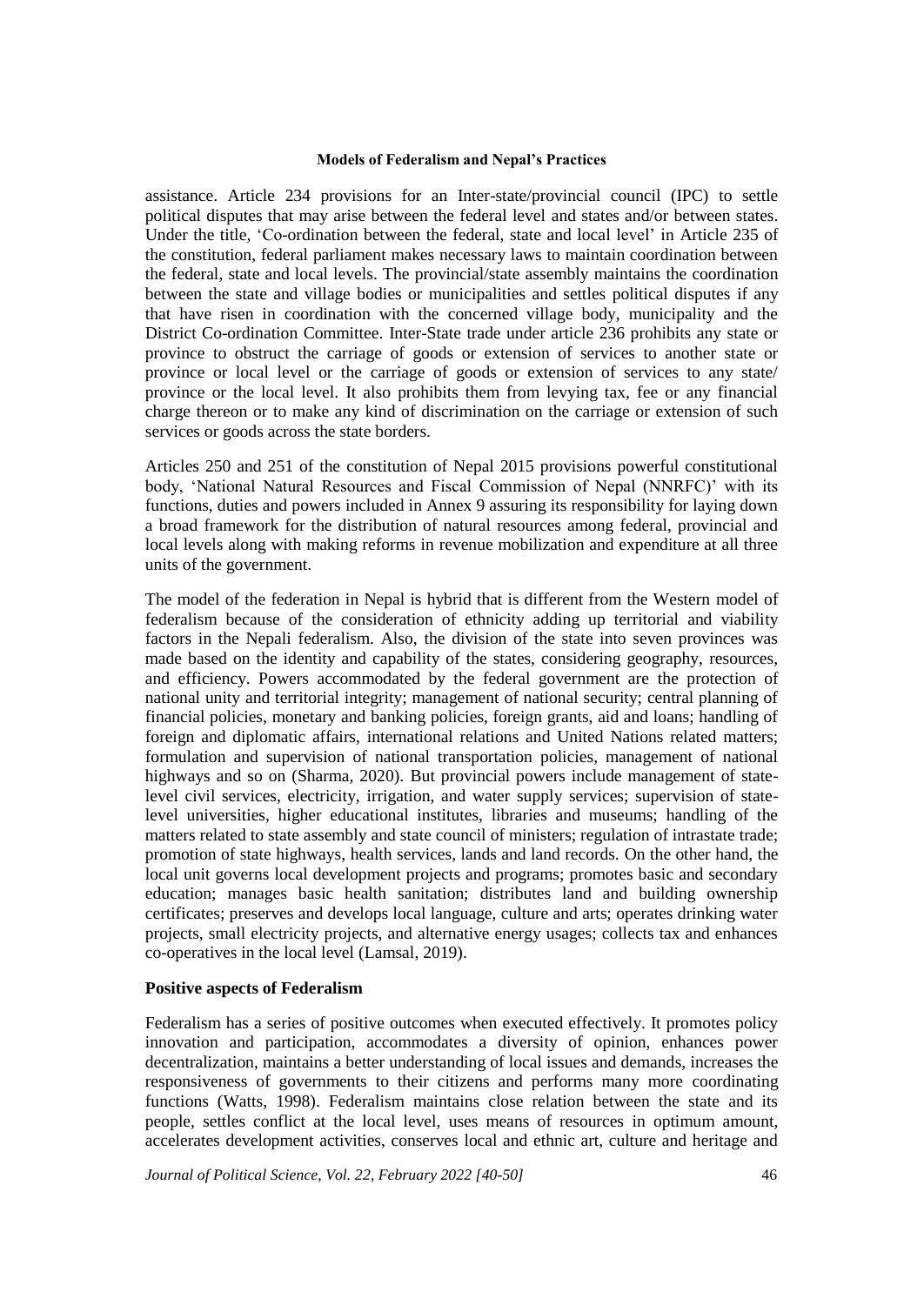assistance. Article 234 provisions for an Inter-state/provincial council (IPC) to settle political disputes that may arise between the federal level and states and/or between states. Under the title, 'Co-ordination between the federal, state and local level' in Article 235 of the constitution, federal parliament makes necessary laws to maintain coordination between the federal, state and local levels. The provincial/state assembly maintains the coordination between the state and village bodies or municipalities and settles political disputes if any that have risen in coordination with the concerned village body, municipality and the District Co-ordination Committee. Inter-State trade under article 236 prohibits any state or province to obstruct the carriage of goods or extension of services to another state or province or local level or the carriage of goods or extension of services to any state/ province or the local level. It also prohibits them from levying tax, fee or any financial charge thereon or to make any kind of discrimination on the carriage or extension of such services or goods across the state borders.

Articles 250 and 251 of the constitution of Nepal 2015 provisions powerful constitutional body, 'National Natural Resources and Fiscal Commission of Nepal (NNRFC)' with its functions, duties and powers included in Annex 9 assuring its responsibility for laying down a broad framework for the distribution of natural resources among federal, provincial and local levels along with making reforms in revenue mobilization and expenditure at all three units of the government.

The model of the federation in Nepal is hybrid that is different from the Western model of federalism because of the consideration of ethnicity adding up territorial and viability factors in the Nepali federalism. Also, the division of the state into seven provinces was made based on the identity and capability of the states, considering geography, resources, and efficiency. Powers accommodated by the federal government are the protection of national unity and territorial integrity; management of national security; central planning of financial policies, monetary and banking policies, foreign grants, aid and loans; handling of foreign and diplomatic affairs, international relations and United Nations related matters; formulation and supervision of national transportation policies, management of national highways and so on (Sharma, 2020). But provincial powers include management of state-level civil services, electricity, irrigation, and water supply services; supervision of state-level universities, higher educational institutes, libraries and museums; handling of the matters related to state assembly and state council of ministers; regulation of intrastate trade; promotion of state highways, health services, lands and land records. On the other hand, the local unit governs local development projects and programs; promotes basic and secondary education; manages basic health sanitation; distributes land and building ownership certificates; preserves and develops local language, culture and arts; operates drinking water projects, small electricity projects, and alternative energy usages; collects tax and enhances co-operatives in the local level (Lamsal, 2019).

**Positive aspects of Federalism**

Federalism has a series of positive outcomes when executed effectively. It promotes policy innovation and participation, accommodates a diversity of opinion, enhances power decentralization, maintains a better understanding of local issues and demands, increases the responsiveness of governments to their citizens and performs many more coordinating functions (Watts, 1998). Federalism maintains close relation between the state and its people, settles conflict at the local level, uses means of resources in optimum amount, accelerates development activities, conserves local and ethnic art, culture and heritage and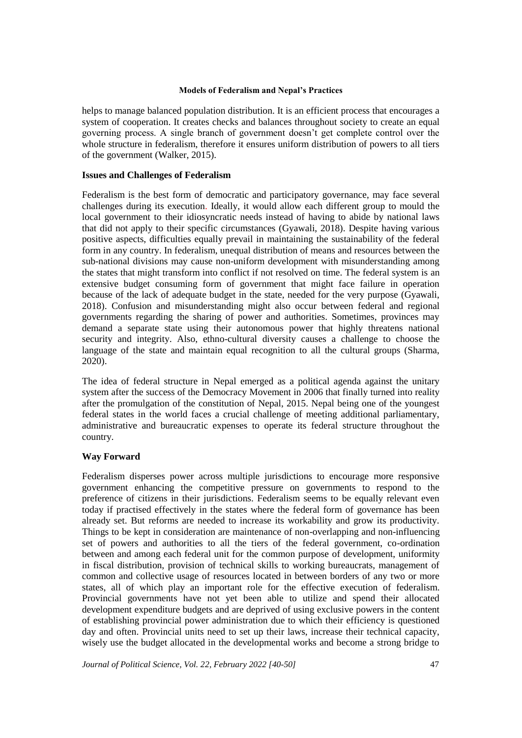helps to manage balanced population distribution. It is an efficient process that encourages a system of cooperation. It creates checks and balances throughout society to create an equal governing process. A single branch of government doesn't get complete control over the whole structure in federalism, therefore it ensures uniform distribution of powers to all tiers of the government (Walker, 2015).

**Issues and Challenges of Federalism**

Federalism is the best form of democratic and participatory governance, may face several challenges during its execution. Ideally, it would allow each different group to mould the local government to their idiosyncratic needs instead of having to abide by national laws that did not apply to their specific circumstances (Gyawali, 2018). Despite having various positive aspects, difficulties equally prevail in maintaining the sustainability of the federal form in any country. In federalism, unequal distribution of means and resources between the sub-national divisions may cause non-uniform development with misunderstanding among the states that might transform into conflict if not resolved on time. The federal system is an extensive budget consuming form of government that might face failure in operation because of the lack of adequate budget in the state, needed for the very purpose (Gyawali, 2018). Confusion and misunderstanding might also occur between federal and regional governments regarding the sharing of power and authorities. Sometimes, provinces may demand a separate state using their autonomous power that highly threatens national security and integrity. Also, ethno-cultural diversity causes a challenge to choose the language of the state and maintain equal recognition to all the cultural groups (Sharma, 2020).

The idea of federal structure in Nepal emerged as a political agenda against the unitary system after the success of the Democracy Movement in 2006 that finally turned into reality after the promulgation of the constitution of Nepal, 2015. Nepal being one of the youngest federal states in the world faces a crucial challenge of meeting additional parliamentary, administrative and bureaucratic expenses to operate its federal structure throughout the country.

**Way Forward**

Federalism disperses power across multiple jurisdictions to encourage more responsive government enhancing the competitive pressure on governments to respond to the preference of citizens in their jurisdictions. Federalism seems to be equally relevant even today if practised effectively in the states where the federal form of governance has been already set. But reforms are needed to increase its workability and grow its productivity. Things to be kept in consideration are maintenance of non-overlapping and non-influencing set of powers and authorities to all the tiers of the federal government, co-ordination between and among each federal unit for the common purpose of development, uniformity in fiscal distribution, provision of technical skills to working bureaucrats, management of common and collective usage of resources located in between borders of any two or more states, all of which play an important role for the effective execution of federalism. Provincial governments have not yet been able to utilize and spend their allocated development expenditure budgets and are deprived of using exclusive powers in the content of establishing provincial power administration due to which their efficiency is questioned day and often. Provincial units need to set up their laws, increase their technical capacity, wisely use the budget allocated in the developmental works and become a strong bridge to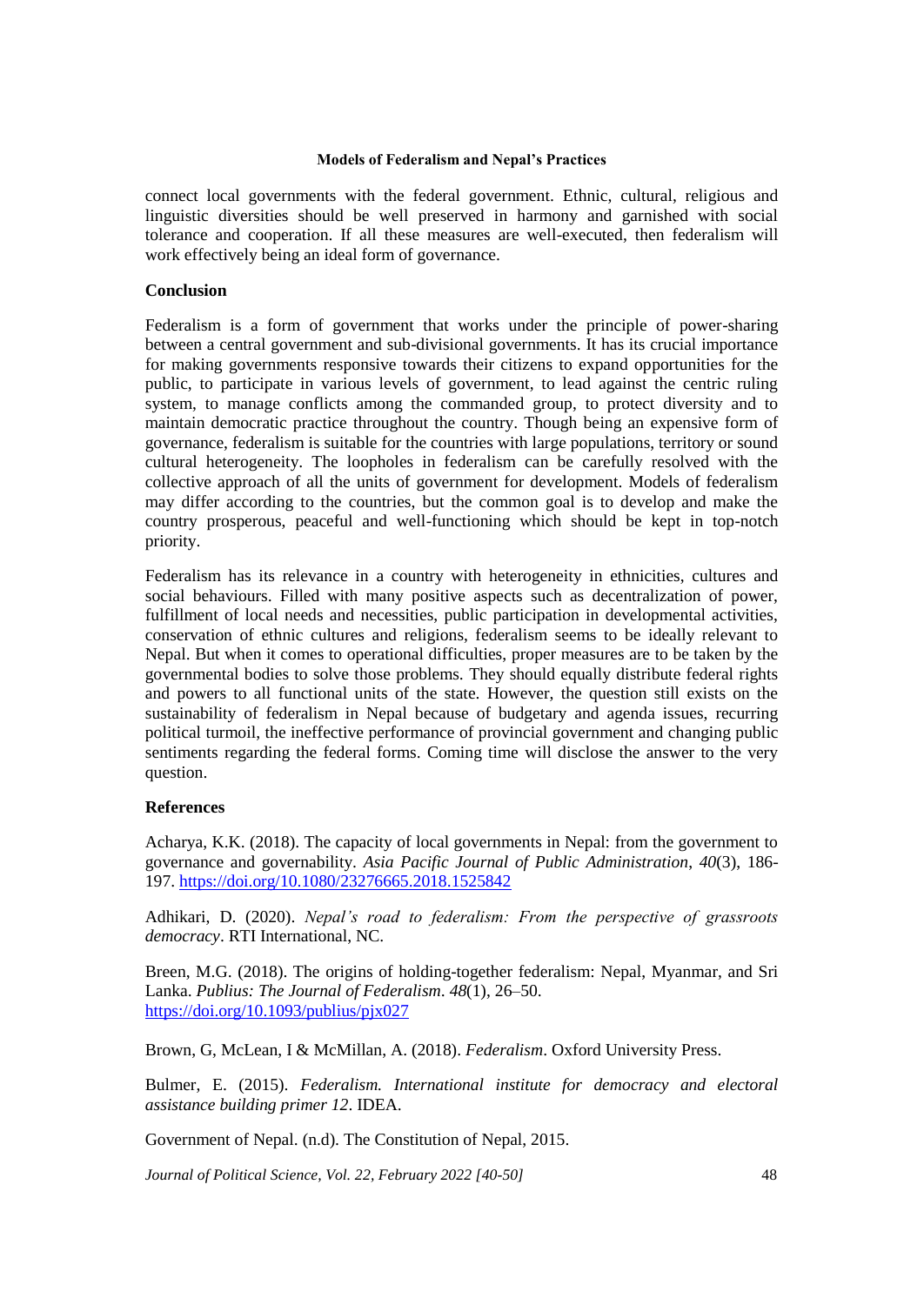connect local governments with the federal government. Ethnic, cultural, religious and linguistic diversities should be well preserved in harmony and garnished with social tolerance and cooperation. If all these measures are well-executed, then federalism will work effectively being an ideal form of governance.

## Conclusion

Federalism is a form of government that works under the principle of power-sharing between a central government and sub-divisional governments. It has its crucial importance for making governments responsive towards their citizens to expand opportunities for the public, to participate in various levels of government, to lead against the centric ruling system, to manage conflicts among the commanded group, to protect diversity and to maintain democratic practice throughout the country. Though being an expensive form of governance, federalism is suitable for the countries with large populations, territory or sound cultural heterogeneity. The loopholes in federalism can be carefully resolved with the collective approach of all the units of government for development. Models of federalism may differ according to the countries, but the common goal is to develop and make the country prosperous, peaceful and well-functioning which should be kept in top-notch priority.

Federalism has its relevance in a country with heterogeneity in ethnicities, cultures and social behaviours. Filled with many positive aspects such as decentralization of power, fulfillment of local needs and necessities, public participation in developmental activities, conservation of ethnic cultures and religions, federalism seems to be ideally relevant to Nepal. But when it comes to operational difficulties, proper measures are to be taken by the governmental bodies to solve those problems. They should equally distribute federal rights and powers to all functional units of the state. However, the question still exists on the sustainability of federalism in Nepal because of budgetary and agenda issues, recurring political turmoil, the ineffective performance of provincial government and changing public sentiments regarding the federal forms. Coming time will disclose the answer to the very question.

## References

Acharya, K.K. (2018). The capacity of local governments in Nepal: from the government to governance and governability. *Asia Pacific Journal of Public Administration*, *40*(3), 186-197. https://doi.org/10.1080/23276665.2018.1525842

Adhikari, D. (2020). *Nepal's road to federalism: From the perspective of grassroots democracy*. RTI International, NC.

Breen, M.G. (2018). The origins of holding-together federalism: Nepal, Myanmar, and Sri Lanka. *Publius: The Journal of Federalism*. *48*(1), 26–50. https://doi.org/10.1093/publius/pjx027

Brown, G, McLean, I & McMillan, A. (2018). *Federalism*. Oxford University Press.

Bulmer, E. (2015). *Federalism. International institute for democracy and electoral assistance building primer 12*. IDEA.

Government of Nepal. (n.d). The Constitution of Nepal, 2015.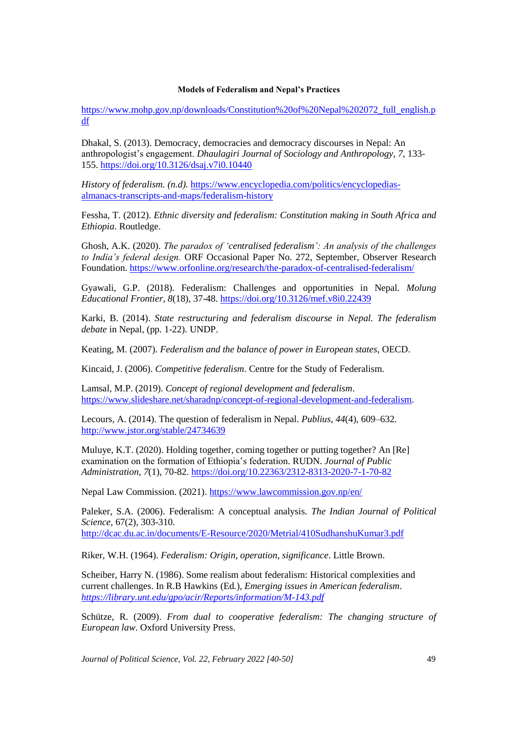https://www.mohp.gov.np/downloads/Constitution%20of%20Nepal%202072_full_english.pdf

Dhakal, S. (2013). Democracy, democracies and democracy discourses in Nepal: An anthropologist's engagement. *Dhaulagiri Journal of Sociology and Anthropology*, *7*, 133-155. https://doi.org/10.3126/dsaj.v7i0.10440

*History of federalism. (n.d).* https://www.encyclopedia.com/politics/encyclopedias-almanacs-transcripts-and-maps/federalism-history

Fessha, T. (2012). *Ethnic diversity and federalism: Constitution making in South Africa and Ethiopia*. Routledge.

Ghosh, A.K. (2020). *The paradox of 'centralised federalism': An analysis of the challenges to India's federal design.* ORF Occasional Paper No. 272, September, Observer Research Foundation. https://www.orfonline.org/research/the-paradox-of-centralised-federalism/

Gyawali, G.P. (2018). Federalism: Challenges and opportunities in Nepal. *Molung Educational Frontier*, *8*(18), 37-48. https://doi.org/10.3126/mef.v8i0.22439

Karki, B. (2014). *State restructuring and federalism discourse in Nepal. The federalism debate* in Nepal, (pp. 1-22). UNDP.

Keating, M. (2007). *Federalism and the balance of power in European states*, OECD.

Kincaid, J. (2006). *Competitive federalism*. Centre for the Study of Federalism.

Lamsal, M.P. (2019). *Concept of regional development and federalism*. https://www.slideshare.net/sharadnp/concept-of-regional-development-and-federalism.

Lecours, A. (2014). The question of federalism in Nepal. *Publius*, *44*(4), 609–632. http://www.jstor.org/stable/24734639

Muluye, K.T. (2020). Holding together, coming together or putting together? An [Re] examination on the formation of Ethiopia's federation. RUDN. *Journal of Public Administration, 7*(1), 70-82. https://doi.org/10.22363/2312-8313-2020-7-1-70-82

Nepal Law Commission. (2021). https://www.lawcommission.gov.np/en/

Paleker, S.A. (2006). Federalism: A conceptual analysis. *The Indian Journal of Political Science*, 67(2), 303-310. http://dcac.du.ac.in/documents/E-Resource/2020/Metrial/410SudhanshuKumar3.pdf

Riker, W.H. (1964). *Federalism: Origin, operation, significance*. Little Brown.

Scheiber, Harry N. (1986). Some realism about federalism: Historical complexities and current challenges. In R.B Hawkins (Ed.), *Emerging issues in American federalism*. *https://library.unt.edu/gpo/acir/Reports/information/M-143.pdf*

Schütze, R. (2009). *From dual to cooperative federalism: The changing structure of European law*. Oxford University Press.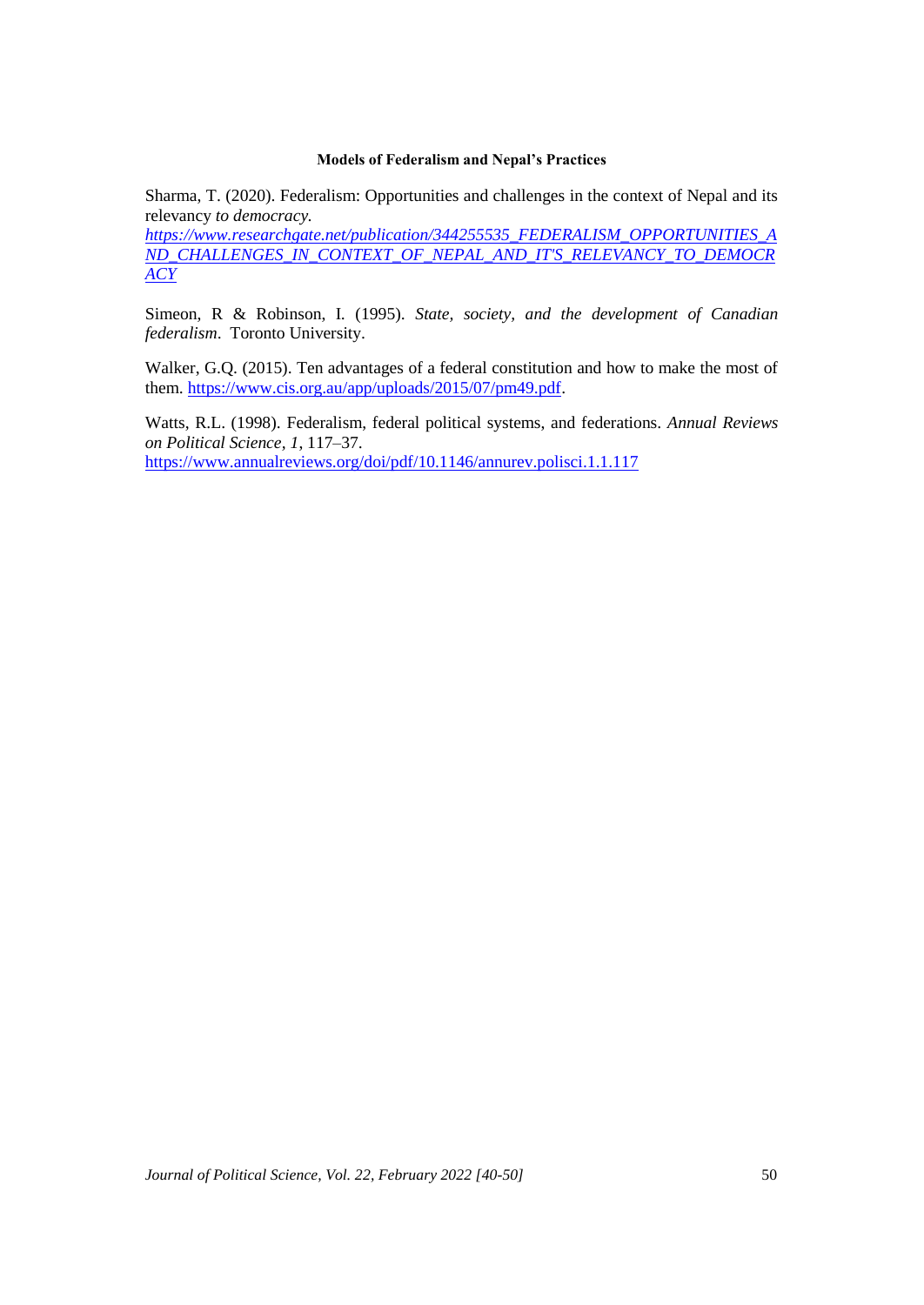Sharma, T. (2020). Federalism: Opportunities and challenges in the context of Nepal and its relevancy *to democracy.* *https://www.researchgate.net/publication/344255535_FEDERALISM_OPPORTUNITIES_AND_CHALLENGES_IN_CONTEXT_OF_NEPAL_AND_IT'S_RELEVANCY_TO_DEMOCRACY*

Simeon, R & Robinson, I. (1995). *State, society, and the development of Canadian federalism*. Toronto University.

Walker, G.Q. (2015). Ten advantages of a federal constitution and how to make the most of them. https://www.cis.org.au/app/uploads/2015/07/pm49.pdf.

Watts, R.L. (1998). Federalism, federal political systems, and federations. *Annual Reviews on Political Science*, *1*, 117–37. https://www.annualreviews.org/doi/pdf/10.1146/annurev.polisci.1.1.117